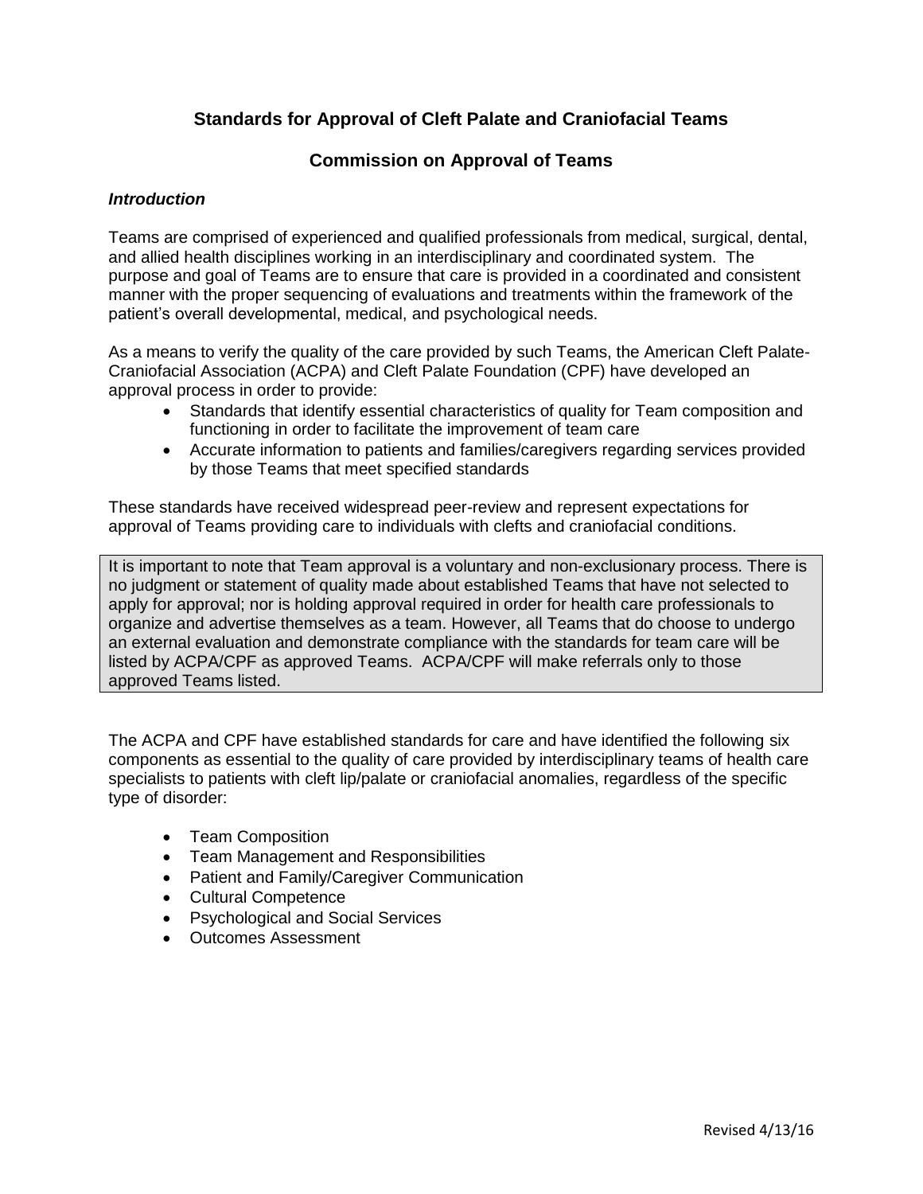# Standards for Approval of Cleft Palate and Craniofacial Teams

## Commission on Approval of Teams

### *Introduction*

Teams are comprised of experienced and qualified professionals from medical, surgical, dental, and allied health disciplines working in an interdisciplinary and coordinated system. The purpose and goal of Teams are to ensure that care is provided in a coordinated and consistent manner with the proper sequencing of evaluations and treatments within the framework of the patient's overall developmental, medical, and psychological needs.

As a means to verify the quality of the care provided by such Teams, the American Cleft Palate-Craniofacial Association (ACPA) and Cleft Palate Foundation (CPF) have developed an approval process in order to provide:

- Standards that identify essential characteristics of quality for Team composition and functioning in order to facilitate the improvement of team care
- Accurate information to patients and families/caregivers regarding services provided by those Teams that meet specified standards

These standards have received widespread peer-review and represent expectations for approval of Teams providing care to individuals with clefts and craniofacial conditions.

> It is important to note that Team approval is a voluntary and non-exclusionary process. There is no judgment or statement of quality made about established Teams that have not selected to apply for approval; nor is holding approval required in order for health care professionals to organize and advertise themselves as a team. However, all Teams that do choose to undergo an external evaluation and demonstrate compliance with the standards for team care will be listed by ACPA/CPF as approved Teams. ACPA/CPF will make referrals only to those approved Teams listed.

The ACPA and CPF have established standards for care and have identified the following six components as essential to the quality of care provided by interdisciplinary teams of health care specialists to patients with cleft lip/palate or craniofacial anomalies, regardless of the specific type of disorder:

- Team Composition
- Team Management and Responsibilities
- Patient and Family/Caregiver Communication
- Cultural Competence
- Psychological and Social Services
- Outcomes Assessment

Revised 4/13/16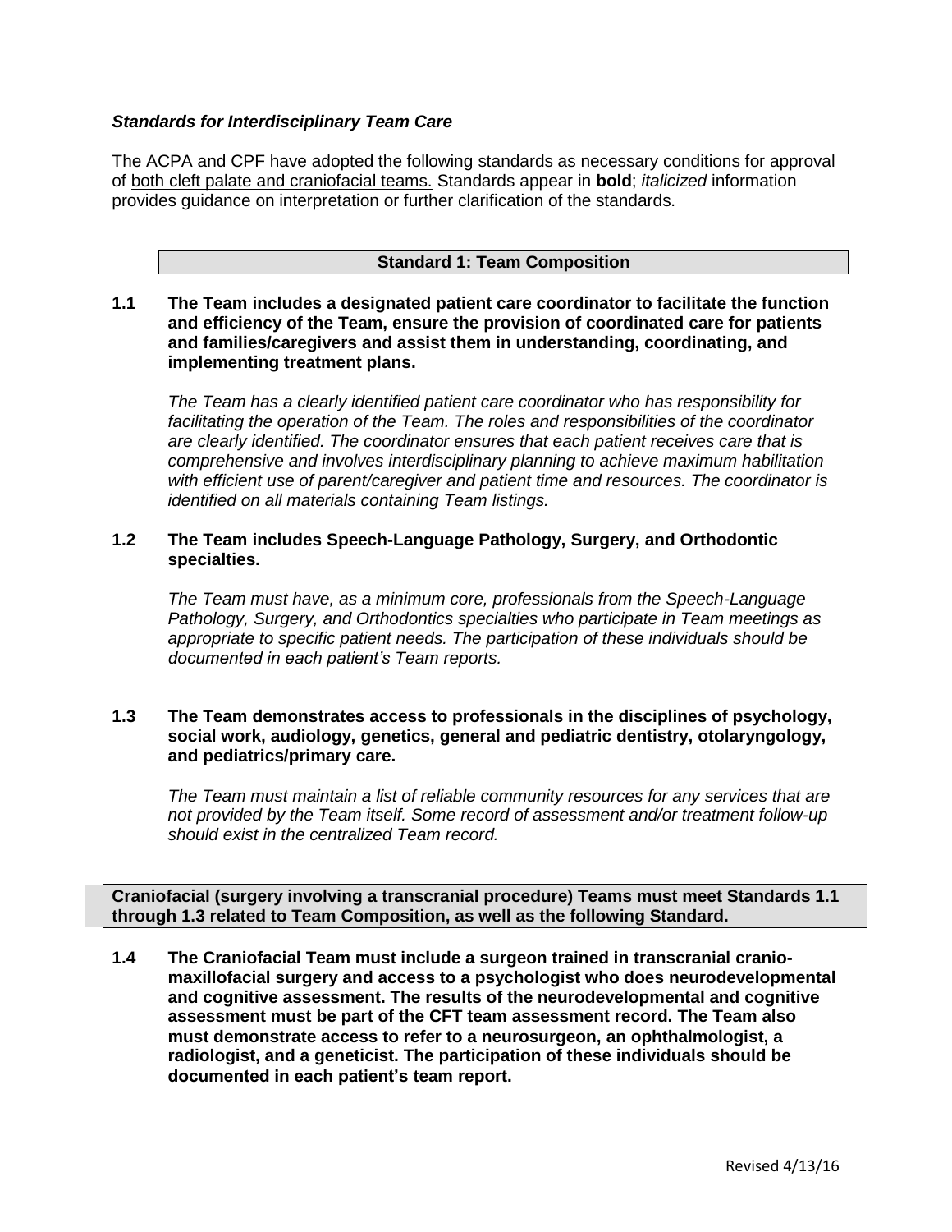### ***Standards for Interdisciplinary Team Care***

The ACPA and CPF have adopted the following standards as necessary conditions for approval of both cleft palate and craniofacial teams. Standards appear in **bold**; *italicized* information provides guidance on interpretation or further clarification of the standards.

## Standard 1: Team Composition

**1.1 The Team includes a designated patient care coordinator to facilitate the function and efficiency of the Team, ensure the provision of coordinated care for patients and families/caregivers and assist them in understanding, coordinating, and implementing treatment plans.**

*The Team has a clearly identified patient care coordinator who has responsibility for facilitating the operation of the Team. The roles and responsibilities of the coordinator are clearly identified. The coordinator ensures that each patient receives care that is comprehensive and involves interdisciplinary planning to achieve maximum habilitation with efficient use of parent/caregiver and patient time and resources. The coordinator is identified on all materials containing Team listings.*

**1.2 The Team includes Speech-Language Pathology, Surgery, and Orthodontic specialties.**

*The Team must have, as a minimum core, professionals from the Speech-Language Pathology, Surgery, and Orthodontics specialties who participate in Team meetings as appropriate to specific patient needs. The participation of these individuals should be documented in each patient's Team reports.*

**1.3 The Team demonstrates access to professionals in the disciplines of psychology, social work, audiology, genetics, general and pediatric dentistry, otolaryngology, and pediatrics/primary care.**

*The Team must maintain a list of reliable community resources for any services that are not provided by the Team itself. Some record of assessment and/or treatment follow-up should exist in the centralized Team record.*

**Craniofacial (surgery involving a transcranial procedure) Teams must meet Standards 1.1 through 1.3 related to Team Composition, as well as the following Standard.**

**1.4 The Craniofacial Team must include a surgeon trained in transcranial cranio-maxillofacial surgery and access to a psychologist who does neurodevelopmental and cognitive assessment. The results of the neurodevelopmental and cognitive assessment must be part of the CFT team assessment record. The Team also must demonstrate access to refer to a neurosurgeon, an ophthalmologist, a radiologist, and a geneticist. The participation of these individuals should be documented in each patient's team report.**

Revised 4/13/16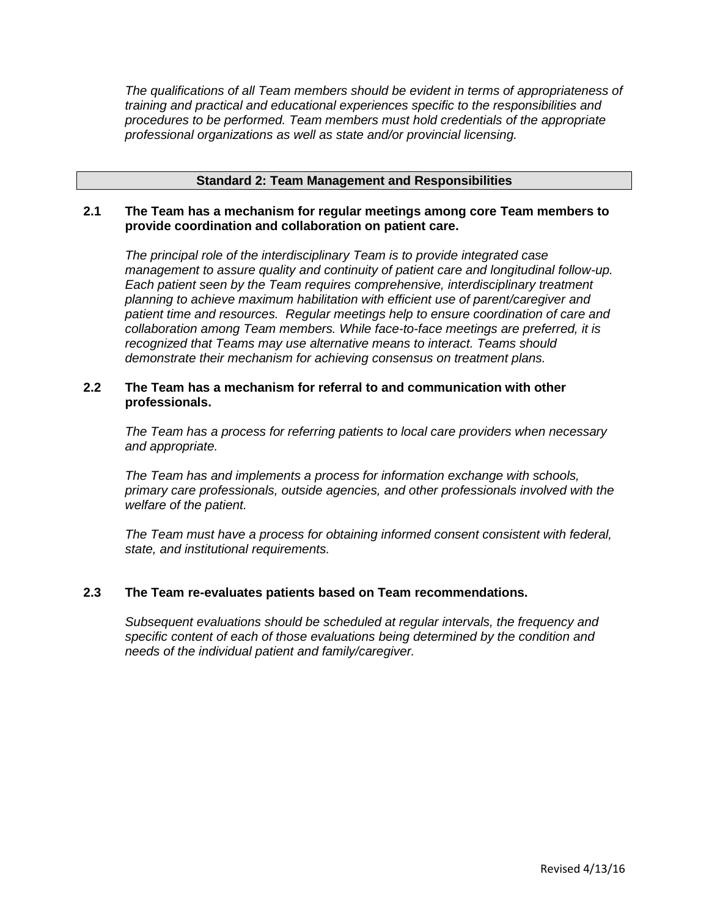*The qualifications of all Team members should be evident in terms of appropriateness of training and practical and educational experiences specific to the responsibilities and procedures to be performed. Team members must hold credentials of the appropriate professional organizations as well as state and/or provincial licensing.*

## Standard 2: Team Management and Responsibilities

**2.1 The Team has a mechanism for regular meetings among core Team members to provide coordination and collaboration on patient care.**

*The principal role of the interdisciplinary Team is to provide integrated case management to assure quality and continuity of patient care and longitudinal follow-up. Each patient seen by the Team requires comprehensive, interdisciplinary treatment planning to achieve maximum habilitation with efficient use of parent/caregiver and patient time and resources. Regular meetings help to ensure coordination of care and collaboration among Team members. While face-to-face meetings are preferred, it is recognized that Teams may use alternative means to interact. Teams should demonstrate their mechanism for achieving consensus on treatment plans.*

**2.2 The Team has a mechanism for referral to and communication with other professionals.**

*The Team has a process for referring patients to local care providers when necessary and appropriate.*

*The Team has and implements a process for information exchange with schools, primary care professionals, outside agencies, and other professionals involved with the welfare of the patient.*

*The Team must have a process for obtaining informed consent consistent with federal, state, and institutional requirements.*

**2.3 The Team re-evaluates patients based on Team recommendations.**

*Subsequent evaluations should be scheduled at regular intervals, the frequency and specific content of each of those evaluations being determined by the condition and needs of the individual patient and family/caregiver.*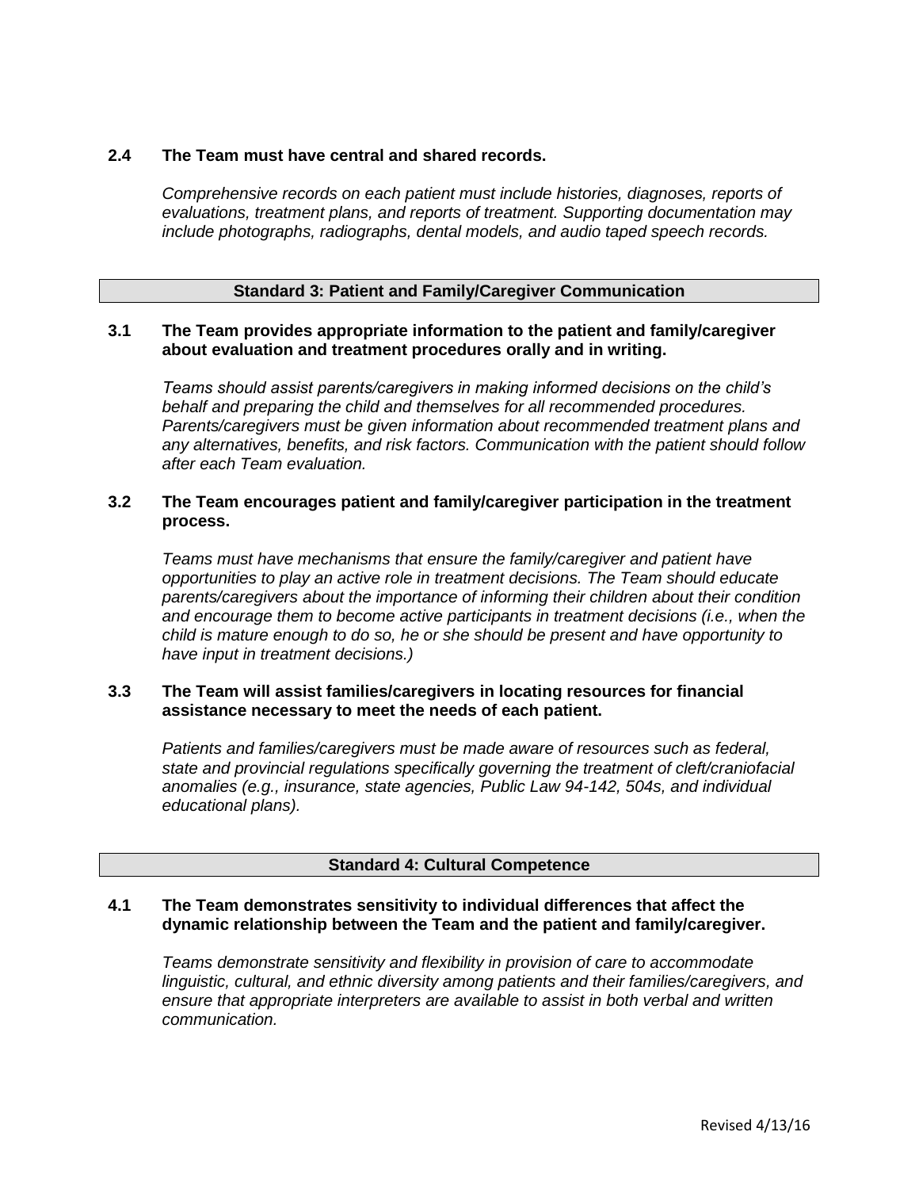**2.4 The Team must have central and shared records.**

*Comprehensive records on each patient must include histories, diagnoses, reports of evaluations, treatment plans, and reports of treatment. Supporting documentation may include photographs, radiographs, dental models, and audio taped speech records.*

## Standard 3: Patient and Family/Caregiver Communication

**3.1 The Team provides appropriate information to the patient and family/caregiver about evaluation and treatment procedures orally and in writing.**

*Teams should assist parents/caregivers in making informed decisions on the child's behalf and preparing the child and themselves for all recommended procedures. Parents/caregivers must be given information about recommended treatment plans and any alternatives, benefits, and risk factors. Communication with the patient should follow after each Team evaluation.*

**3.2 The Team encourages patient and family/caregiver participation in the treatment process.**

*Teams must have mechanisms that ensure the family/caregiver and patient have opportunities to play an active role in treatment decisions. The Team should educate parents/caregivers about the importance of informing their children about their condition and encourage them to become active participants in treatment decisions (i.e., when the child is mature enough to do so, he or she should be present and have opportunity to have input in treatment decisions.)*

**3.3 The Team will assist families/caregivers in locating resources for financial assistance necessary to meet the needs of each patient.**

*Patients and families/caregivers must be made aware of resources such as federal, state and provincial regulations specifically governing the treatment of cleft/craniofacial anomalies (e.g., insurance, state agencies, Public Law 94-142, 504s, and individual educational plans).*

## Standard 4: Cultural Competence

**4.1 The Team demonstrates sensitivity to individual differences that affect the dynamic relationship between the Team and the patient and family/caregiver.**

*Teams demonstrate sensitivity and flexibility in provision of care to accommodate linguistic, cultural, and ethnic diversity among patients and their families/caregivers, and ensure that appropriate interpreters are available to assist in both verbal and written communication.*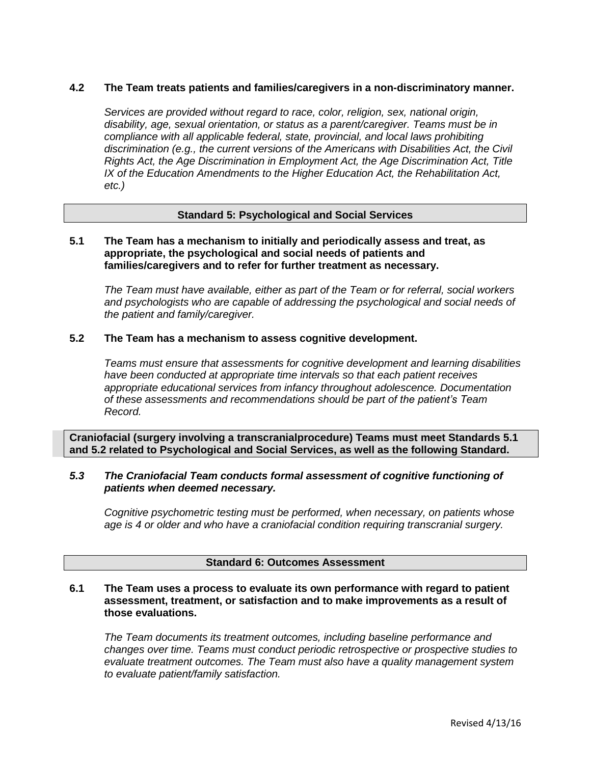**4.2 The Team treats patients and families/caregivers in a non-discriminatory manner.**

*Services are provided without regard to race, color, religion, sex, national origin, disability, age, sexual orientation, or status as a parent/caregiver. Teams must be in compliance with all applicable federal, state, provincial, and local laws prohibiting discrimination (e.g., the current versions of the Americans with Disabilities Act, the Civil Rights Act, the Age Discrimination in Employment Act, the Age Discrimination Act, Title IX of the Education Amendments to the Higher Education Act, the Rehabilitation Act, etc.)*

## Standard 5: Psychological and Social Services

**5.1 The Team has a mechanism to initially and periodically assess and treat, as appropriate, the psychological and social needs of patients and families/caregivers and to refer for further treatment as necessary.**

*The Team must have available, either as part of the Team or for referral, social workers and psychologists who are capable of addressing the psychological and social needs of the patient and family/caregiver.*

**5.2 The Team has a mechanism to assess cognitive development.**

*Teams must ensure that assessments for cognitive development and learning disabilities have been conducted at appropriate time intervals so that each patient receives appropriate educational services from infancy throughout adolescence. Documentation of these assessments and recommendations should be part of the patient's Team Record.*

**Craniofacial (surgery involving a transcranialprocedure) Teams must meet Standards 5.1 and 5.2 related to Psychological and Social Services, as well as the following Standard.**

***5.3 The Craniofacial Team conducts formal assessment of cognitive functioning of patients when deemed necessary.***

*Cognitive psychometric testing must be performed, when necessary, on patients whose age is 4 or older and who have a craniofacial condition requiring transcranial surgery.*

## Standard 6: Outcomes Assessment

**6.1 The Team uses a process to evaluate its own performance with regard to patient assessment, treatment, or satisfaction and to make improvements as a result of those evaluations.**

*The Team documents its treatment outcomes, including baseline performance and changes over time. Teams must conduct periodic retrospective or prospective studies to evaluate treatment outcomes. The Team must also have a quality management system to evaluate patient/family satisfaction.*

Revised 4/13/16